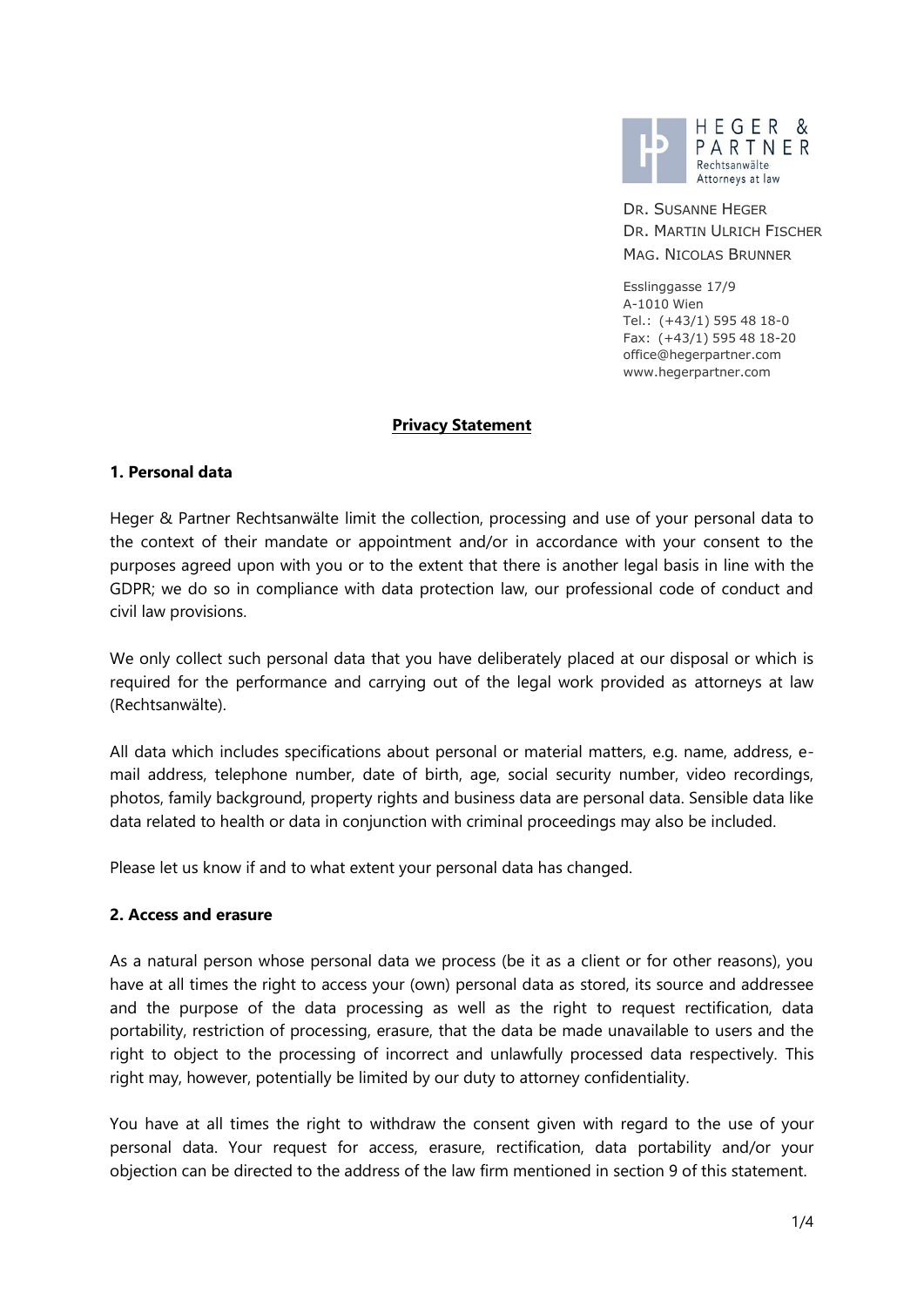HEGER & PARTNER
Rechtsanwälte
Attorneys at law

DR. SUSANNE HEGER
DR. MARTIN ULRICH FISCHER
MAG. NICOLAS BRUNNER

Esslinggasse 17/9
A-1010 Wien
Tel.: (+43/1) 595 48 18-0
Fax: (+43/1) 595 48 18-20
office@hegerpartner.com
www.hegerpartner.com

# Privacy Statement

## 1. Personal data

Heger & Partner Rechtsanwälte limit the collection, processing and use of your personal data to the context of their mandate or appointment and/or in accordance with your consent to the purposes agreed upon with you or to the extent that there is another legal basis in line with the GDPR; we do so in compliance with data protection law, our professional code of conduct and civil law provisions.

We only collect such personal data that you have deliberately placed at our disposal or which is required for the performance and carrying out of the legal work provided as attorneys at law (Rechtsanwälte).

All data which includes specifications about personal or material matters, e.g. name, address, e-mail address, telephone number, date of birth, age, social security number, video recordings, photos, family background, property rights and business data are personal data. Sensible data like data related to health or data in conjunction with criminal proceedings may also be included.

Please let us know if and to what extent your personal data has changed.

## 2. Access and erasure

As a natural person whose personal data we process (be it as a client or for other reasons), you have at all times the right to access your (own) personal data as stored, its source and addressee and the purpose of the data processing as well as the right to request rectification, data portability, restriction of processing, erasure, that the data be made unavailable to users and the right to object to the processing of incorrect and unlawfully processed data respectively. This right may, however, potentially be limited by our duty to attorney confidentiality.

You have at all times the right to withdraw the consent given with regard to the use of your personal data. Your request for access, erasure, rectification, data portability and/or your objection can be directed to the address of the law firm mentioned in section 9 of this statement.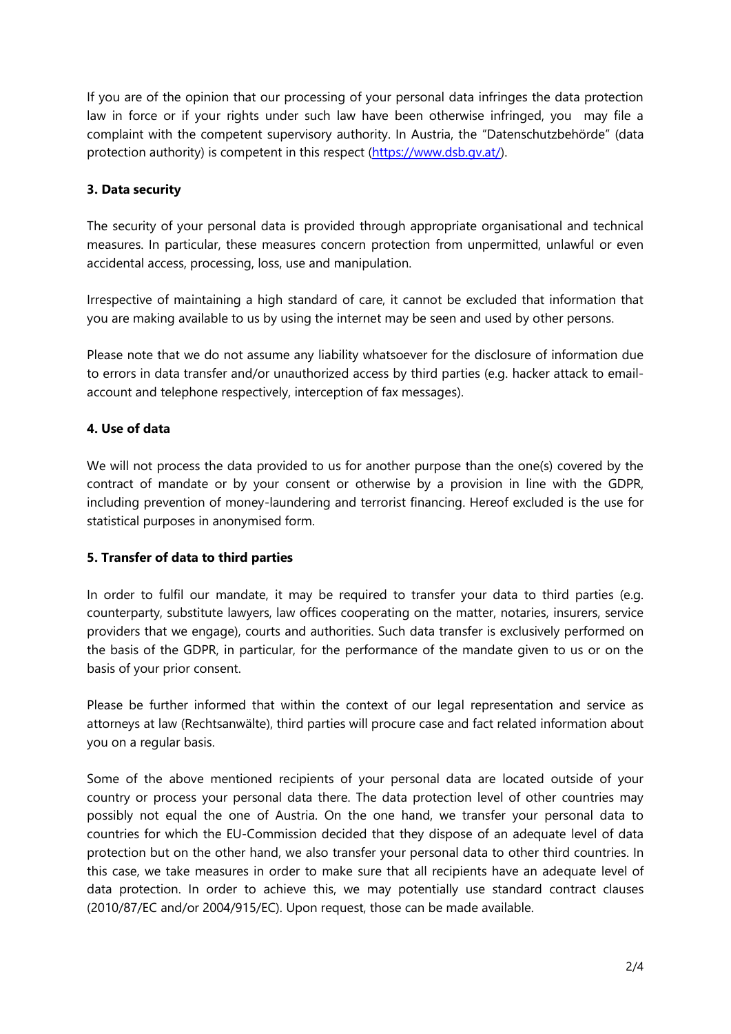If you are of the opinion that our processing of your personal data infringes the data protection law in force or if your rights under such law have been otherwise infringed, you may file a complaint with the competent supervisory authority. In Austria, the "Datenschutzbehörde" (data protection authority) is competent in this respect (https://www.dsb.gv.at/).

**3. Data security**

The security of your personal data is provided through appropriate organisational and technical measures. In particular, these measures concern protection from unpermitted, unlawful or even accidental access, processing, loss, use and manipulation.

Irrespective of maintaining a high standard of care, it cannot be excluded that information that you are making available to us by using the internet may be seen and used by other persons.

Please note that we do not assume any liability whatsoever for the disclosure of information due to errors in data transfer and/or unauthorized access by third parties (e.g. hacker attack to email-account and telephone respectively, interception of fax messages).

**4. Use of data**

We will not process the data provided to us for another purpose than the one(s) covered by the contract of mandate or by your consent or otherwise by a provision in line with the GDPR, including prevention of money-laundering and terrorist financing. Hereof excluded is the use for statistical purposes in anonymised form.

**5. Transfer of data to third parties**

In order to fulfil our mandate, it may be required to transfer your data to third parties (e.g. counterparty, substitute lawyers, law offices cooperating on the matter, notaries, insurers, service providers that we engage), courts and authorities. Such data transfer is exclusively performed on the basis of the GDPR, in particular, for the performance of the mandate given to us or on the basis of your prior consent.

Please be further informed that within the context of our legal representation and service as attorneys at law (Rechtsanwälte), third parties will procure case and fact related information about you on a regular basis.

Some of the above mentioned recipients of your personal data are located outside of your country or process your personal data there. The data protection level of other countries may possibly not equal the one of Austria. On the one hand, we transfer your personal data to countries for which the EU-Commission decided that they dispose of an adequate level of data protection but on the other hand, we also transfer your personal data to other third countries. In this case, we take measures in order to make sure that all recipients have an adequate level of data protection. In order to achieve this, we may potentially use standard contract clauses (2010/87/EC and/or 2004/915/EC). Upon request, those can be made available.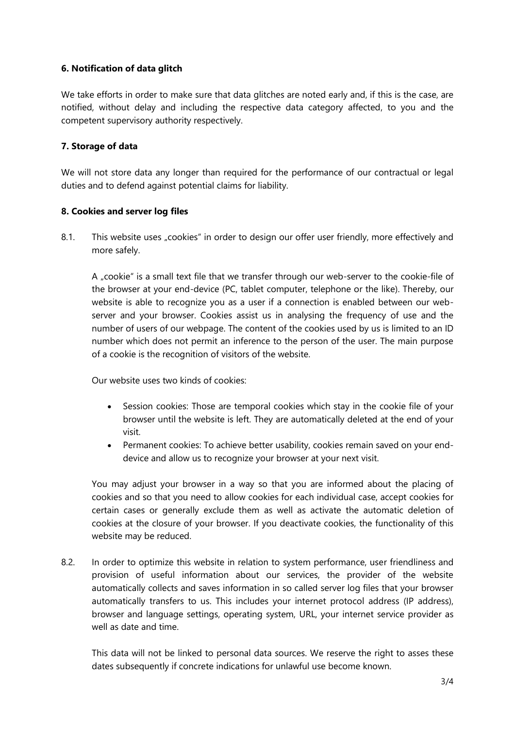### 6. Notification of data glitch

We take efforts in order to make sure that data glitches are noted early and, if this is the case, are notified, without delay and including the respective data category affected, to you and the competent supervisory authority respectively.

### 7. Storage of data

We will not store data any longer than required for the performance of our contractual or legal duties and to defend against potential claims for liability.

### 8. Cookies and server log files

8.1. This website uses „cookies" in order to design our offer user friendly, more effectively and more safely.

A „cookie" is a small text file that we transfer through our web-server to the cookie-file of the browser at your end-device (PC, tablet computer, telephone or the like). Thereby, our website is able to recognize you as a user if a connection is enabled between our web-server and your browser. Cookies assist us in analysing the frequency of use and the number of users of our webpage. The content of the cookies used by us is limited to an ID number which does not permit an inference to the person of the user. The main purpose of a cookie is the recognition of visitors of the website.

Our website uses two kinds of cookies:

- Session cookies: Those are temporal cookies which stay in the cookie file of your browser until the website is left. They are automatically deleted at the end of your visit.
- Permanent cookies: To achieve better usability, cookies remain saved on your end-device and allow us to recognize your browser at your next visit.

You may adjust your browser in a way so that you are informed about the placing of cookies and so that you need to allow cookies for each individual case, accept cookies for certain cases or generally exclude them as well as activate the automatic deletion of cookies at the closure of your browser. If you deactivate cookies, the functionality of this website may be reduced.

8.2. In order to optimize this website in relation to system performance, user friendliness and provision of useful information about our services, the provider of the website automatically collects and saves information in so called server log files that your browser automatically transfers to us. This includes your internet protocol address (IP address), browser and language settings, operating system, URL, your internet service provider as well as date and time.

This data will not be linked to personal data sources. We reserve the right to asses these dates subsequently if concrete indications for unlawful use become known.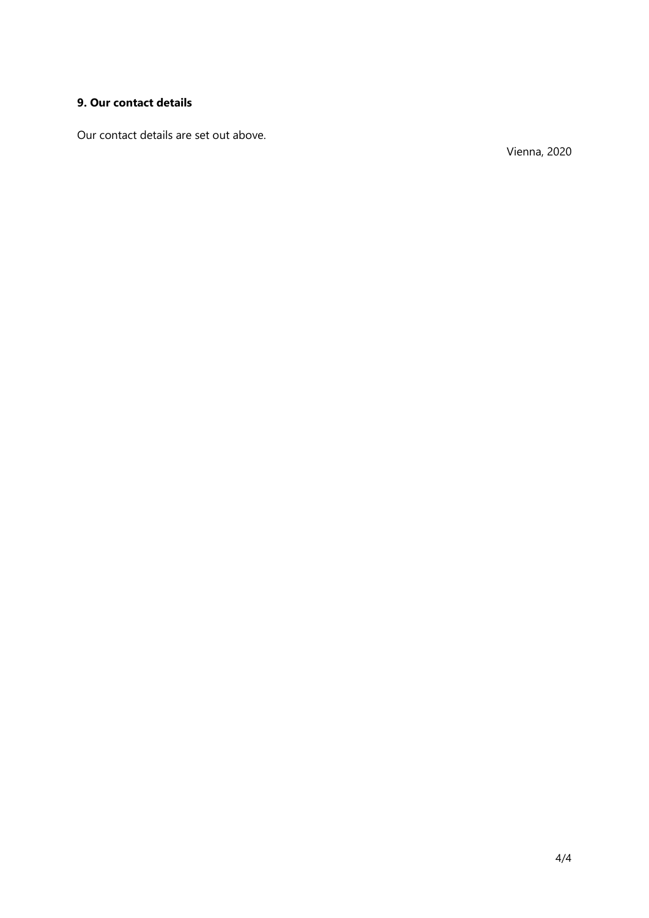## 9. Our contact details

Our contact details are set out above.

Vienna, 2020